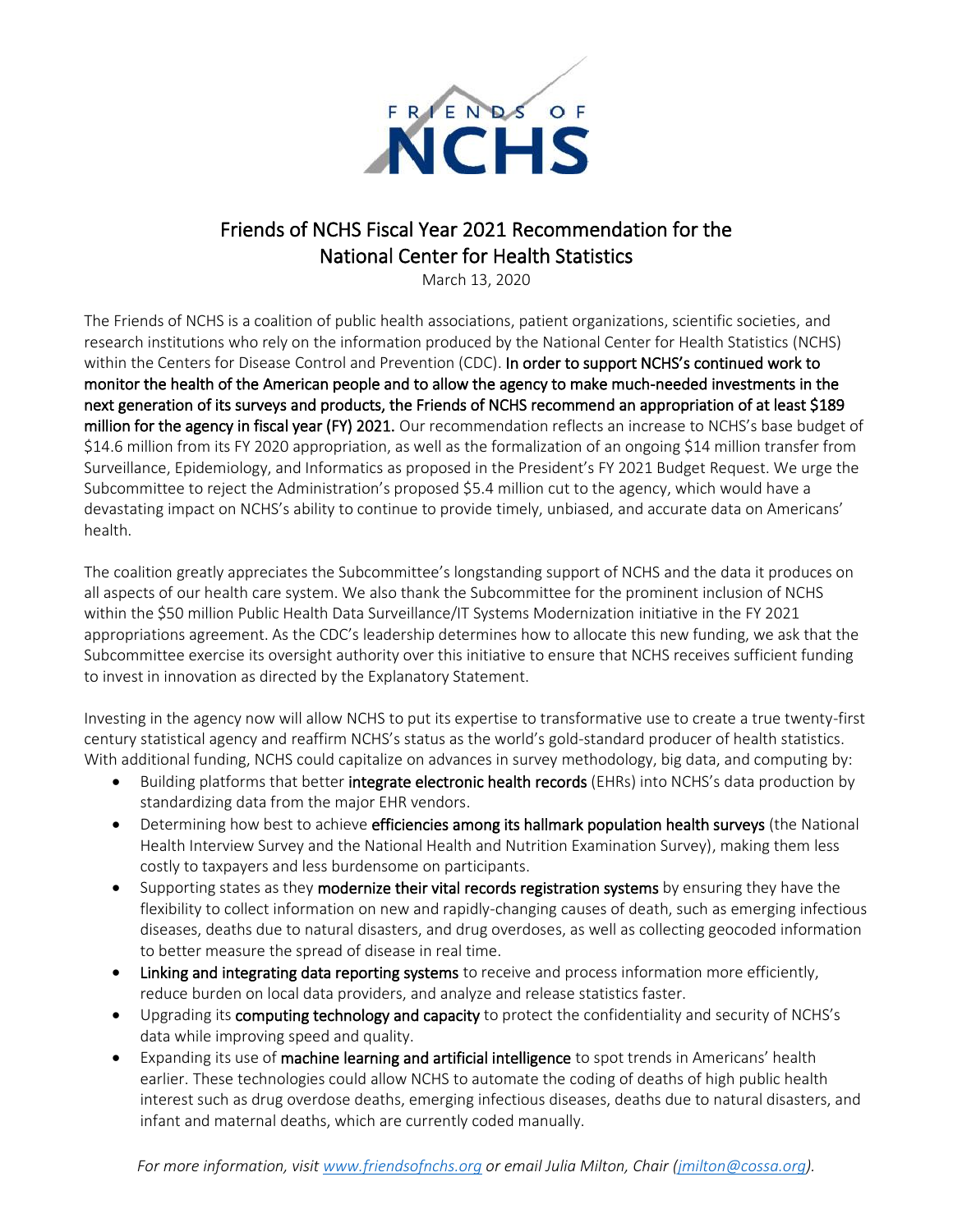# Friends of NCHS Fiscal Year 2021 Recommendation for the National Center for Health Statistics

March 13, 2020

The Friends of NCHS is a coalition of public health associations, patient organizations, scientific societies, and research institutions who rely on the information produced by the National Center for Health Statistics (NCHS) within the Centers for Disease Control and Prevention (CDC). **In order to support NCHS's continued work to monitor the health of the American people and to allow the agency to make much-needed investments in the next generation of its surveys and products, the Friends of NCHS recommend an appropriation of at least $189 million for the agency in fiscal year (FY) 2021.** Our recommendation reflects an increase to NCHS's base budget of $14.6 million from its FY 2020 appropriation, as well as the formalization of an ongoing $14 million transfer from Surveillance, Epidemiology, and Informatics as proposed in the President's FY 2021 Budget Request. We urge the Subcommittee to reject the Administration's proposed $5.4 million cut to the agency, which would have a devastating impact on NCHS's ability to continue to provide timely, unbiased, and accurate data on Americans' health.

The coalition greatly appreciates the Subcommittee's longstanding support of NCHS and the data it produces on all aspects of our health care system. We also thank the Subcommittee for the prominent inclusion of NCHS within the $50 million Public Health Data Surveillance/IT Systems Modernization initiative in the FY 2021 appropriations agreement. As the CDC's leadership determines how to allocate this new funding, we ask that the Subcommittee exercise its oversight authority over this initiative to ensure that NCHS receives sufficient funding to invest in innovation as directed by the Explanatory Statement.

Investing in the agency now will allow NCHS to put its expertise to transformative use to create a true twenty-first century statistical agency and reaffirm NCHS's status as the world's gold-standard producer of health statistics. With additional funding, NCHS could capitalize on advances in survey methodology, big data, and computing by:

- Building platforms that better **integrate electronic health records** (EHRs) into NCHS's data production by standardizing data from the major EHR vendors.
- Determining how best to achieve **efficiencies among its hallmark population health surveys** (the National Health Interview Survey and the National Health and Nutrition Examination Survey), making them less costly to taxpayers and less burdensome on participants.
- Supporting states as they **modernize their vital records registration systems** by ensuring they have the flexibility to collect information on new and rapidly-changing causes of death, such as emerging infectious diseases, deaths due to natural disasters, and drug overdoses, as well as collecting geocoded information to better measure the spread of disease in real time.
- **Linking and integrating data reporting systems** to receive and process information more efficiently, reduce burden on local data providers, and analyze and release statistics faster.
- Upgrading its **computing technology and capacity** to protect the confidentiality and security of NCHS's data while improving speed and quality.
- Expanding its use of **machine learning and artificial intelligence** to spot trends in Americans' health earlier. These technologies could allow NCHS to automate the coding of deaths of high public health interest such as drug overdose deaths, emerging infectious diseases, deaths due to natural disasters, and infant and maternal deaths, which are currently coded manually.

*For more information, visit [www.friendsofnchs.org](http://www.friendsofnchs.org) or email Julia Milton, Chair ([jmilton@cossa.org](mailto:jmilton@cossa.org)).*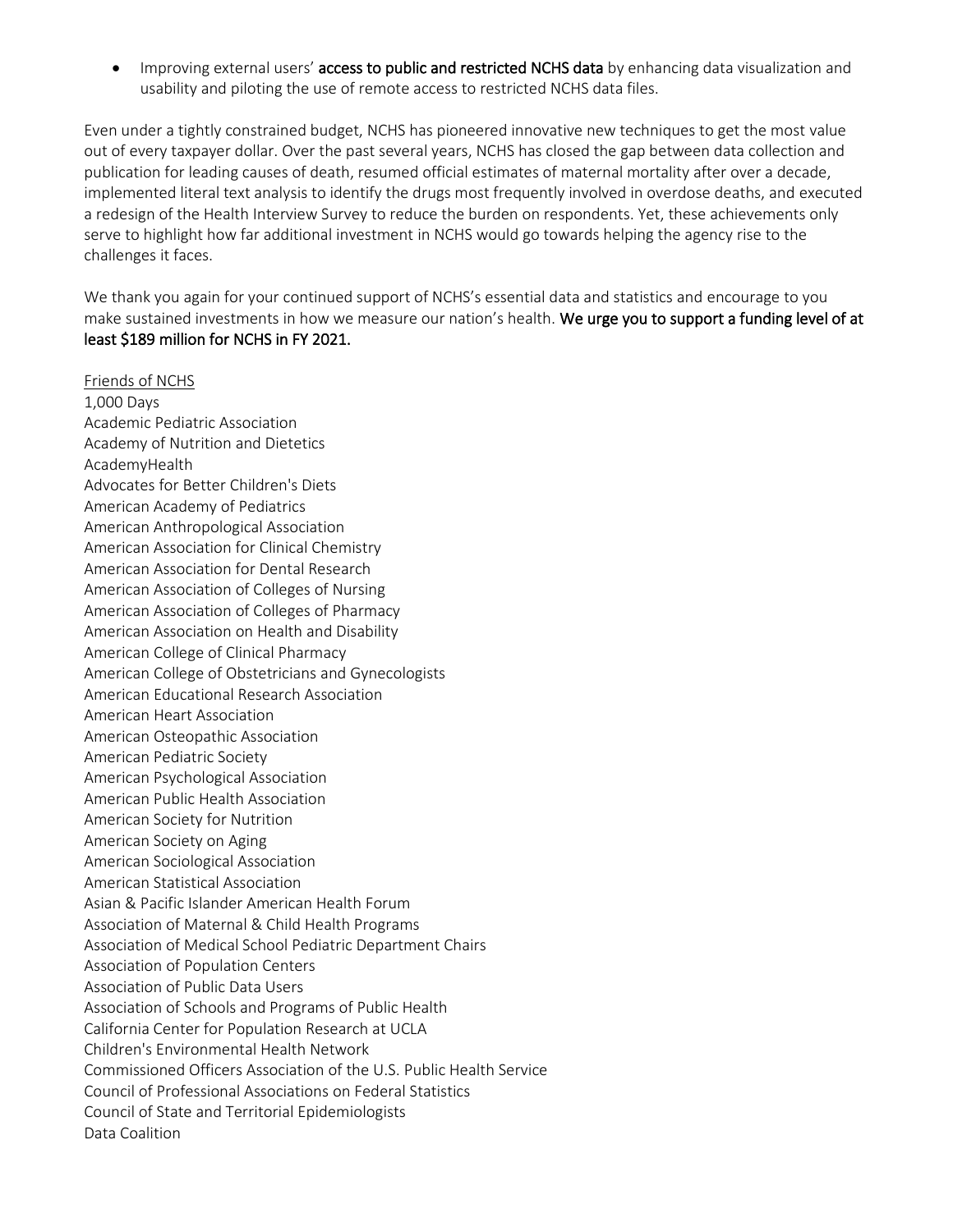- Improving external users' **access to public and restricted NCHS data** by enhancing data visualization and usability and piloting the use of remote access to restricted NCHS data files.

Even under a tightly constrained budget, NCHS has pioneered innovative new techniques to get the most value out of every taxpayer dollar. Over the past several years, NCHS has closed the gap between data collection and publication for leading causes of death, resumed official estimates of maternal mortality after over a decade, implemented literal text analysis to identify the drugs most frequently involved in overdose deaths, and executed a redesign of the Health Interview Survey to reduce the burden on respondents. Yet, these achievements only serve to highlight how far additional investment in NCHS would go towards helping the agency rise to the challenges it faces.

We thank you again for your continued support of NCHS's essential data and statistics and encourage to you make sustained investments in how we measure our nation's health. **We urge you to support a funding level of at least $189 million for NCHS in FY 2021.**

Friends of NCHS

1,000 Days
Academic Pediatric Association
Academy of Nutrition and Dietetics
AcademyHealth
Advocates for Better Children's Diets
American Academy of Pediatrics
American Anthropological Association
American Association for Clinical Chemistry
American Association for Dental Research
American Association of Colleges of Nursing
American Association of Colleges of Pharmacy
American Association on Health and Disability
American College of Clinical Pharmacy
American College of Obstetricians and Gynecologists
American Educational Research Association
American Heart Association
American Osteopathic Association
American Pediatric Society
American Psychological Association
American Public Health Association
American Society for Nutrition
American Society on Aging
American Sociological Association
American Statistical Association
Asian & Pacific Islander American Health Forum
Association of Maternal & Child Health Programs
Association of Medical School Pediatric Department Chairs
Association of Population Centers
Association of Public Data Users
Association of Schools and Programs of Public Health
California Center for Population Research at UCLA
Children's Environmental Health Network
Commissioned Officers Association of the U.S. Public Health Service
Council of Professional Associations on Federal Statistics
Council of State and Territorial Epidemiologists
Data Coalition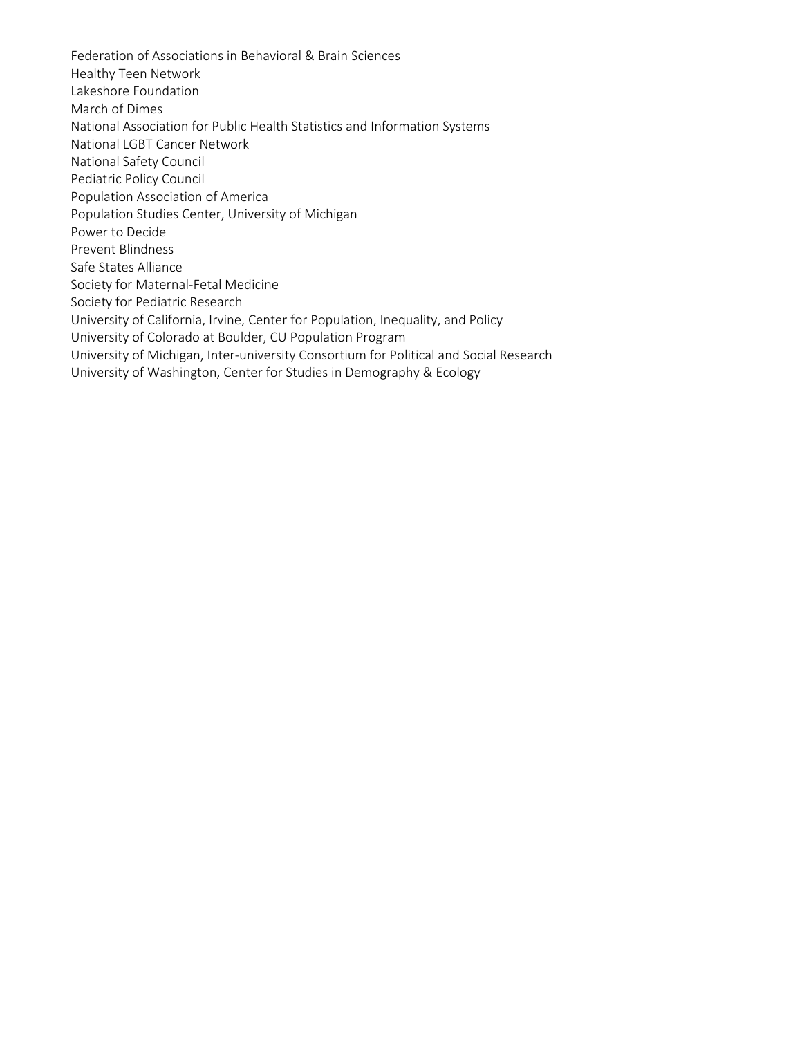Federation of Associations in Behavioral & Brain Sciences
Healthy Teen Network
Lakeshore Foundation
March of Dimes
National Association for Public Health Statistics and Information Systems
National LGBT Cancer Network
National Safety Council
Pediatric Policy Council
Population Association of America
Population Studies Center, University of Michigan
Power to Decide
Prevent Blindness
Safe States Alliance
Society for Maternal-Fetal Medicine
Society for Pediatric Research
University of California, Irvine, Center for Population, Inequality, and Policy
University of Colorado at Boulder, CU Population Program
University of Michigan, Inter-university Consortium for Political and Social Research
University of Washington, Center for Studies in Demography & Ecology